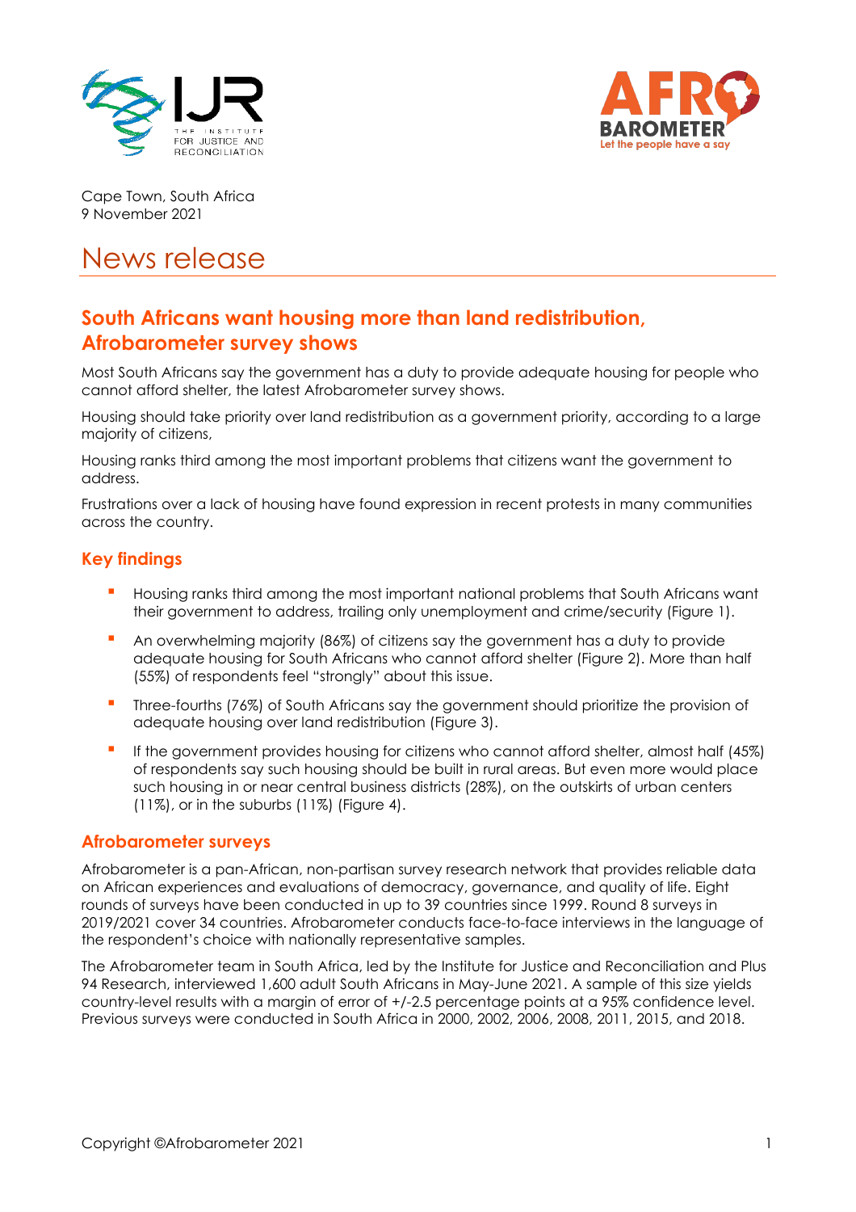Cape Town, South Africa
9 November 2021

# News release

## South Africans want housing more than land redistribution, Afrobarometer survey shows

Most South Africans say the government has a duty to provide adequate housing for people who cannot afford shelter, the latest Afrobarometer survey shows.

Housing should take priority over land redistribution as a government priority, according to a large majority of citizens,

Housing ranks third among the most important problems that citizens want the government to address.

Frustrations over a lack of housing have found expression in recent protests in many communities across the country.

### Key findings

- Housing ranks third among the most important national problems that South Africans want their government to address, trailing only unemployment and crime/security (Figure 1).
- An overwhelming majority (86%) of citizens say the government has a duty to provide adequate housing for South Africans who cannot afford shelter (Figure 2). More than half (55%) of respondents feel "strongly" about this issue.
- Three-fourths (76%) of South Africans say the government should prioritize the provision of adequate housing over land redistribution (Figure 3).
- If the government provides housing for citizens who cannot afford shelter, almost half (45%) of respondents say such housing should be built in rural areas. But even more would place such housing in or near central business districts (28%), on the outskirts of urban centers (11%), or in the suburbs (11%) (Figure 4).

### Afrobarometer surveys

Afrobarometer is a pan-African, non-partisan survey research network that provides reliable data on African experiences and evaluations of democracy, governance, and quality of life. Eight rounds of surveys have been conducted in up to 39 countries since 1999. Round 8 surveys in 2019/2021 cover 34 countries. Afrobarometer conducts face-to-face interviews in the language of the respondent's choice with nationally representative samples.

The Afrobarometer team in South Africa, led by the Institute for Justice and Reconciliation and Plus 94 Research, interviewed 1,600 adult South Africans in May-June 2021. A sample of this size yields country-level results with a margin of error of +/-2.5 percentage points at a 95% confidence level. Previous surveys were conducted in South Africa in 2000, 2002, 2006, 2008, 2011, 2015, and 2018.

Copyright ©Afrobarometer 2021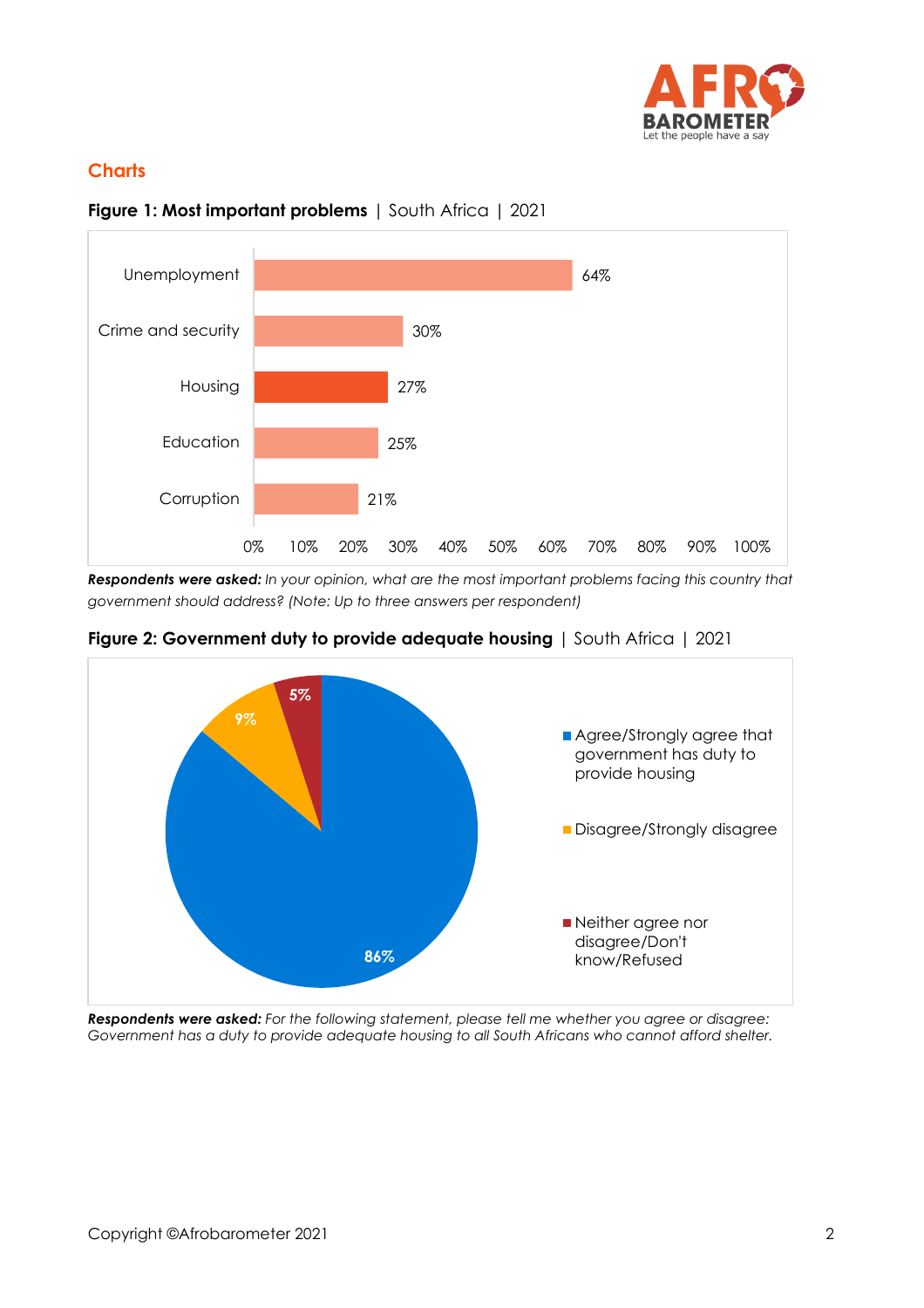## Charts

**Figure 1: Most important problems** | South Africa | 2021

| Problem | % |
|---|---|
| Unemployment | 64% |
| Crime and security | 30% |
| Housing | 27% |
| Education | 25% |
| Corruption | 21% |

***Respondents were asked:*** *In your opinion, what are the most important problems facing this country that government should address? (Note: Up to three answers per respondent)*

**Figure 2: Government duty to provide adequate housing** | South Africa | 2021

| Response | % |
|---|---|
| Agree/Strongly agree that government has duty to provide housing | 86% |
| Disagree/Strongly disagree | 9% |
| Neither agree nor disagree/Don't know/Refused | 5% |

***Respondents were asked:*** *For the following statement, please tell me whether you agree or disagree: Government has a duty to provide adequate housing to all South Africans who cannot afford shelter.*

Copyright ©Afrobarometer 2021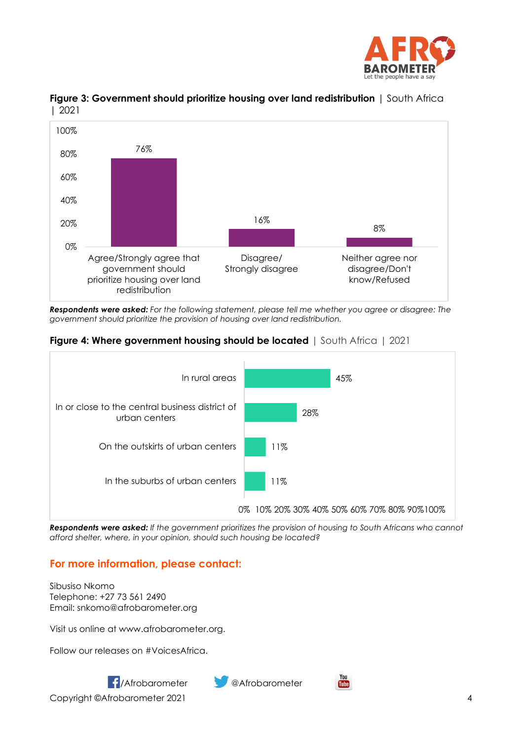**Figure 3: Government should prioritize housing over land redistribution** | South Africa | 2021

100%
80%
60%
40%
20%
0%

76%
16%
8%

Agree/Strongly agree that government should prioritize housing over land redistribution

Disagree/ Strongly disagree

Neither agree nor disagree/Don't know/Refused

***Respondents were asked:*** *For the following statement, please tell me whether you agree or disagree: The government should prioritize the provision of housing over land redistribution.*

**Figure 4: Where government housing should be located** | South Africa | 2021

In rural areas 45%

In or close to the central business district of urban centers 28%

On the outskirts of urban centers 11%

In the suburbs of urban centers 11%

0% 10% 20% 30% 40% 50% 60% 70% 80% 90% 100%

***Respondents were asked:*** *If the government prioritizes the provision of housing to South Africans who cannot afford shelter, where, in your opinion, should such housing be located?*

## For more information, please contact:

Sibusiso Nkomo
Telephone: +27 73 561 2490
Email: snkomo@afrobarometer.org

Visit us online at www.afrobarometer.org.

Follow our releases on #VoicesAfrica.

/Afrobarometer @Afrobarometer

Copyright ©Afrobarometer 2021